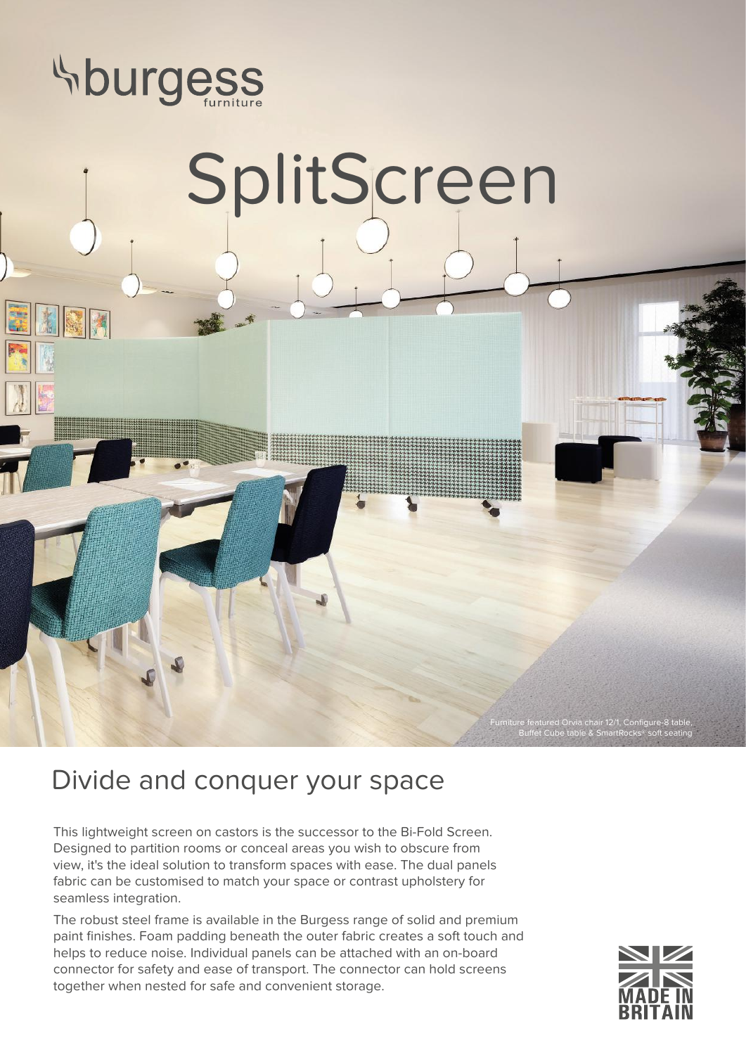burgess furniture

# SplitScreen

Furniture featured Orvia chair 12/1, Configure-8 table, Buffet Cube table & SmartRocks® soft seating

## Divide and conquer your space

This lightweight screen on castors is the successor to the Bi-Fold Screen. Designed to partition rooms or conceal areas you wish to obscure from view, it's the ideal solution to transform spaces with ease. The dual panels fabric can be customised to match your space or contrast upholstery for seamless integration.

The robust steel frame is available in the Burgess range of solid and premium paint finishes. Foam padding beneath the outer fabric creates a soft touch and helps to reduce noise. Individual panels can be attached with an on-board connector for safety and ease of transport. The connector can hold screens together when nested for safe and convenient storage.

MADE IN BRITAIN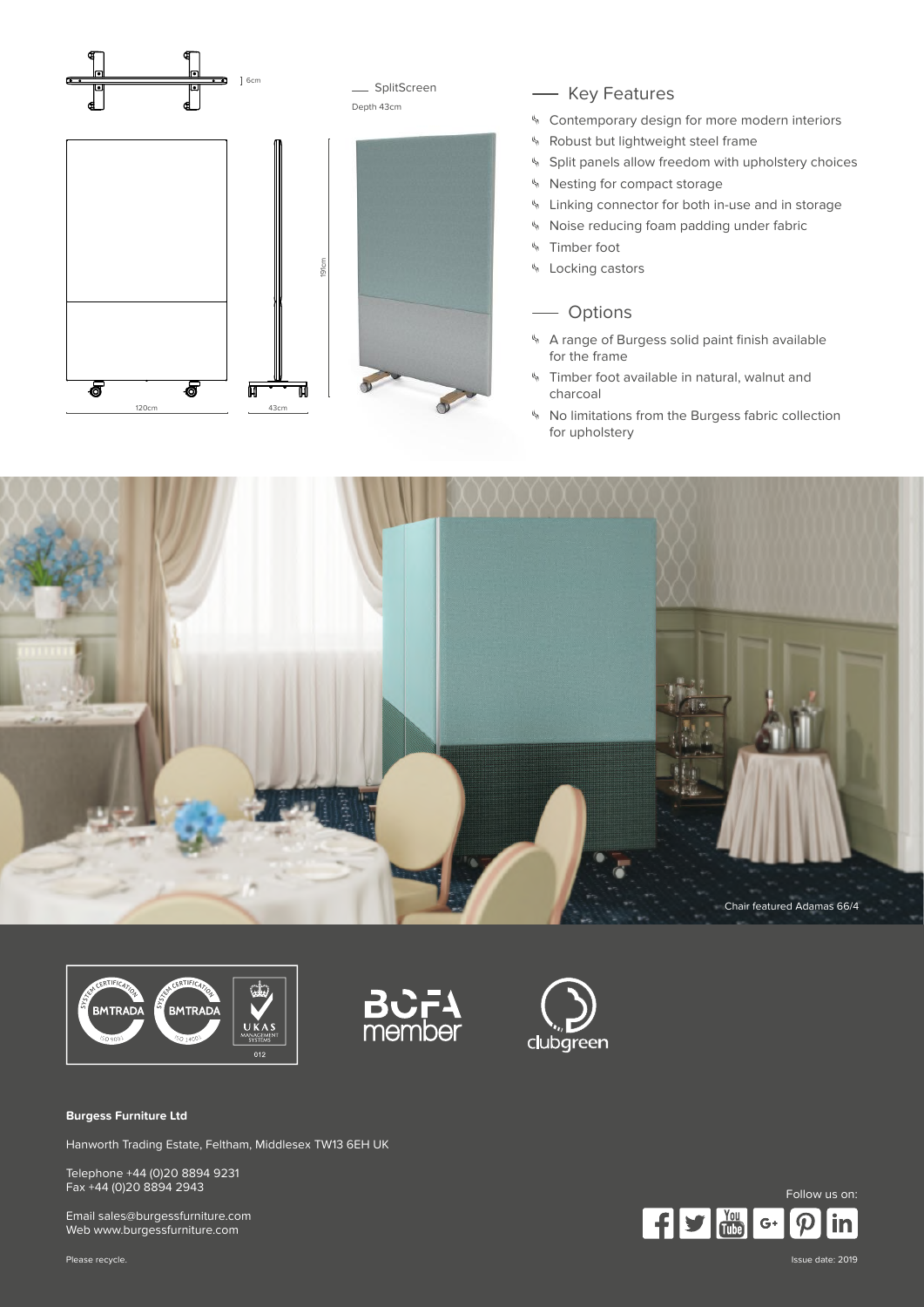6cm

SplitScreen

Depth 43cm

191cm

120cm

43cm

## Key Features

- Contemporary design for more modern interiors
- Robust but lightweight steel frame
- Split panels allow freedom with upholstery choices
- Nesting for compact storage
- Linking connector for both in-use and in storage
- Noise reducing foam padding under fabric
- Timber foot
- Locking castors

## Options

- A range of Burgess solid paint finish available for the frame
- Timber foot available in natural, walnut and charcoal
- No limitations from the Burgess fabric collection for upholstery

Chair featured Adamas 66/4

**Burgess Furniture Ltd**

Hanworth Trading Estate, Feltham, Middlesex TW13 6EH UK

Telephone +44 (0)20 8894 9231
Fax +44 (0)20 8894 2943

Email sales@burgessfurniture.com
Web www.burgessfurniture.com

Follow us on:

Please recycle.

Issue date: 2019